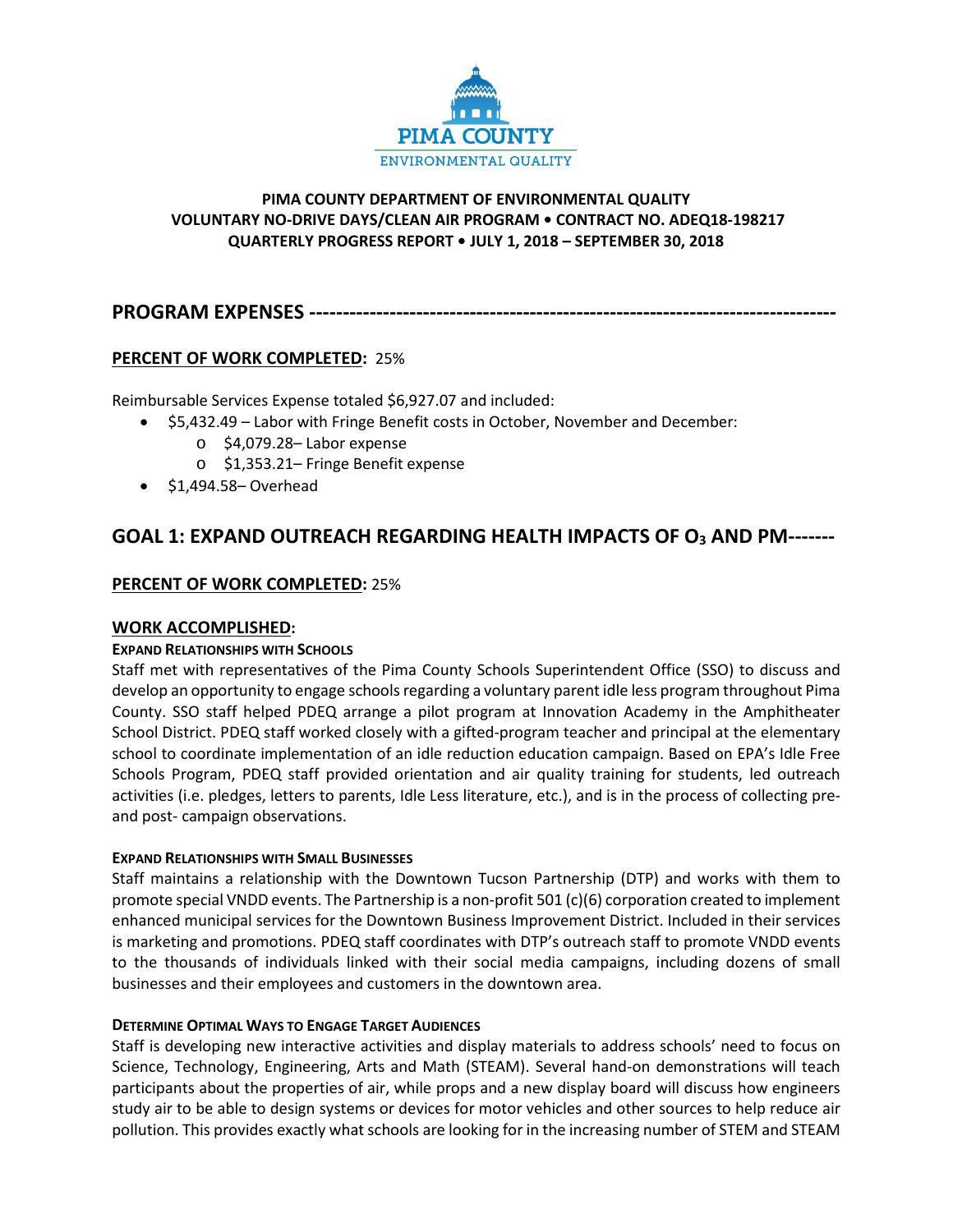PIMA COUNTY
ENVIRONMENTAL QUALITY

**PIMA COUNTY DEPARTMENT OF ENVIRONMENTAL QUALITY**
**VOLUNTARY NO-DRIVE DAYS/CLEAN AIR PROGRAM • CONTRACT NO. ADEQ18-198217**
**QUARTERLY PROGRESS REPORT • JULY 1, 2018 – SEPTEMBER 30, 2018**

## PROGRAM EXPENSES ---------------------------------------------------------------------------

**PERCENT OF WORK COMPLETED:** 25%

Reimbursable Services Expense totaled $6,927.07 and included:

- $5,432.49 – Labor with Fringe Benefit costs in October, November and December:
  - $4,079.28– Labor expense
  - $1,353.21– Fringe Benefit expense
- $1,494.58– Overhead

## GOAL 1: EXPAND OUTREACH REGARDING HEALTH IMPACTS OF $O_3$ AND PM-------

**PERCENT OF WORK COMPLETED:** 25%

**WORK ACCOMPLISHED:**

**EXPAND RELATIONSHIPS WITH SCHOOLS**

Staff met with representatives of the Pima County Schools Superintendent Office (SSO) to discuss and develop an opportunity to engage schools regarding a voluntary parent idle less program throughout Pima County. SSO staff helped PDEQ arrange a pilot program at Innovation Academy in the Amphitheater School District. PDEQ staff worked closely with a gifted-program teacher and principal at the elementary school to coordinate implementation of an idle reduction education campaign. Based on EPA's Idle Free Schools Program, PDEQ staff provided orientation and air quality training for students, led outreach activities (i.e. pledges, letters to parents, Idle Less literature, etc.), and is in the process of collecting pre- and post- campaign observations.

**EXPAND RELATIONSHIPS WITH SMALL BUSINESSES**

Staff maintains a relationship with the Downtown Tucson Partnership (DTP) and works with them to promote special VNDD events. The Partnership is a non-profit 501 (c)(6) corporation created to implement enhanced municipal services for the Downtown Business Improvement District. Included in their services is marketing and promotions. PDEQ staff coordinates with DTP's outreach staff to promote VNDD events to the thousands of individuals linked with their social media campaigns, including dozens of small businesses and their employees and customers in the downtown area.

**DETERMINE OPTIMAL WAYS TO ENGAGE TARGET AUDIENCES**

Staff is developing new interactive activities and display materials to address schools' need to focus on Science, Technology, Engineering, Arts and Math (STEAM). Several hand-on demonstrations will teach participants about the properties of air, while props and a new display board will discuss how engineers study air to be able to design systems or devices for motor vehicles and other sources to help reduce air pollution. This provides exactly what schools are looking for in the increasing number of STEM and STEAM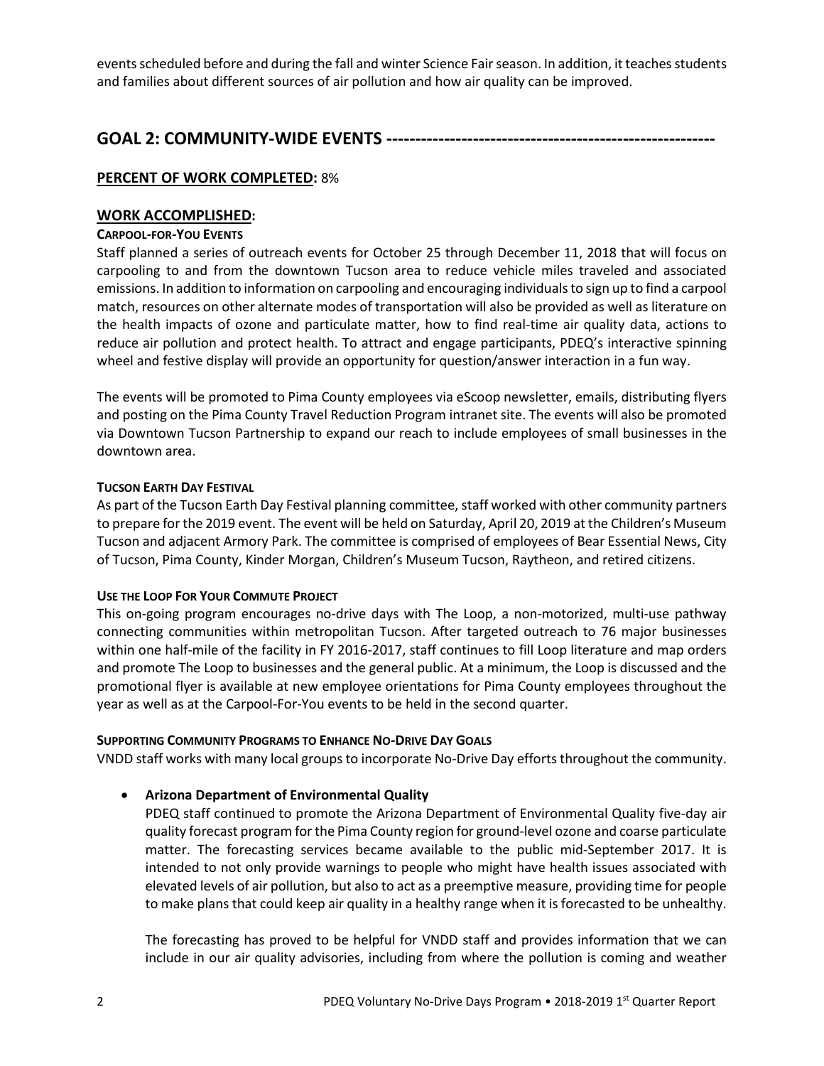events scheduled before and during the fall and winter Science Fair season. In addition, it teaches students and families about different sources of air pollution and how air quality can be improved.

## GOAL 2: COMMUNITY-WIDE EVENTS --------------------------------------------------------

**PERCENT OF WORK COMPLETED:** 8%

### WORK ACCOMPLISHED:

**CARPOOL-FOR-YOU EVENTS**

Staff planned a series of outreach events for October 25 through December 11, 2018 that will focus on carpooling to and from the downtown Tucson area to reduce vehicle miles traveled and associated emissions. In addition to information on carpooling and encouraging individuals to sign up to find a carpool match, resources on other alternate modes of transportation will also be provided as well as literature on the health impacts of ozone and particulate matter, how to find real-time air quality data, actions to reduce air pollution and protect health. To attract and engage participants, PDEQ's interactive spinning wheel and festive display will provide an opportunity for question/answer interaction in a fun way.

The events will be promoted to Pima County employees via eScoop newsletter, emails, distributing flyers and posting on the Pima County Travel Reduction Program intranet site. The events will also be promoted via Downtown Tucson Partnership to expand our reach to include employees of small businesses in the downtown area.

**TUCSON EARTH DAY FESTIVAL**

As part of the Tucson Earth Day Festival planning committee, staff worked with other community partners to prepare for the 2019 event. The event will be held on Saturday, April 20, 2019 at the Children's Museum Tucson and adjacent Armory Park. The committee is comprised of employees of Bear Essential News, City of Tucson, Pima County, Kinder Morgan, Children's Museum Tucson, Raytheon, and retired citizens.

**USE THE LOOP FOR YOUR COMMUTE PROJECT**

This on-going program encourages no-drive days with The Loop, a non-motorized, multi-use pathway connecting communities within metropolitan Tucson. After targeted outreach to 76 major businesses within one half-mile of the facility in FY 2016-2017, staff continues to fill Loop literature and map orders and promote The Loop to businesses and the general public. At a minimum, the Loop is discussed and the promotional flyer is available at new employee orientations for Pima County employees throughout the year as well as at the Carpool-For-You events to be held in the second quarter.

**SUPPORTING COMMUNITY PROGRAMS TO ENHANCE NO-DRIVE DAY GOALS**

VNDD staff works with many local groups to incorporate No-Drive Day efforts throughout the community.

- **Arizona Department of Environmental Quality**

  PDEQ staff continued to promote the Arizona Department of Environmental Quality five-day air quality forecast program for the Pima County region for ground-level ozone and coarse particulate matter. The forecasting services became available to the public mid-September 2017. It is intended to not only provide warnings to people who might have health issues associated with elevated levels of air pollution, but also to act as a preemptive measure, providing time for people to make plans that could keep air quality in a healthy range when it is forecasted to be unhealthy.

  The forecasting has proved to be helpful for VNDD staff and provides information that we can include in our air quality advisories, including from where the pollution is coming and weather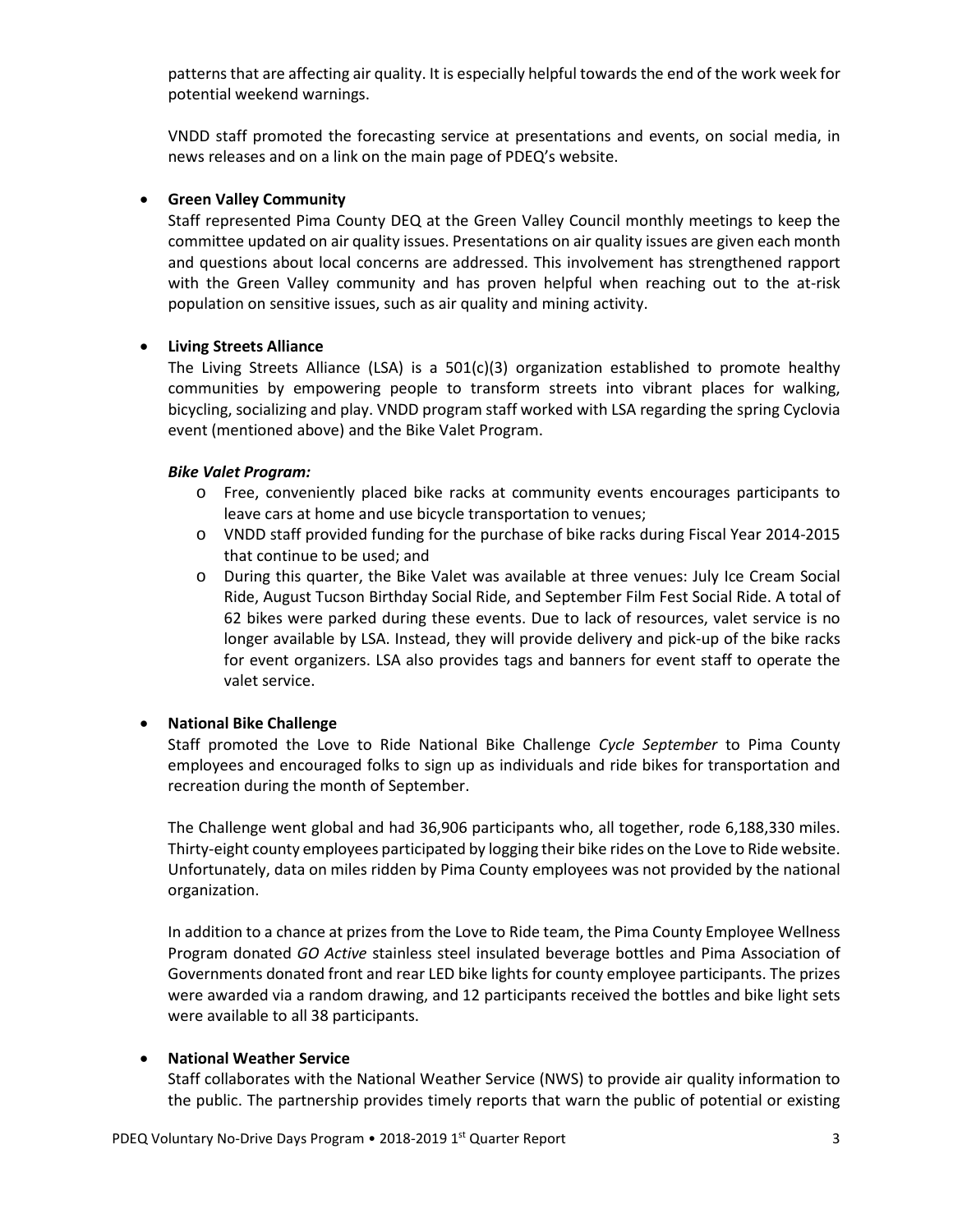patterns that are affecting air quality. It is especially helpful towards the end of the work week for potential weekend warnings.

VNDD staff promoted the forecasting service at presentations and events, on social media, in news releases and on a link on the main page of PDEQ's website.

- **Green Valley Community**
  Staff represented Pima County DEQ at the Green Valley Council monthly meetings to keep the committee updated on air quality issues. Presentations on air quality issues are given each month and questions about local concerns are addressed. This involvement has strengthened rapport with the Green Valley community and has proven helpful when reaching out to the at-risk population on sensitive issues, such as air quality and mining activity.

- **Living Streets Alliance**
  The Living Streets Alliance (LSA) is a 501(c)(3) organization established to promote healthy communities by empowering people to transform streets into vibrant places for walking, bicycling, socializing and play. VNDD program staff worked with LSA regarding the spring Cyclovia event (mentioned above) and the Bike Valet Program.

  ***Bike Valet Program:***
  - Free, conveniently placed bike racks at community events encourages participants to leave cars at home and use bicycle transportation to venues;
  - VNDD staff provided funding for the purchase of bike racks during Fiscal Year 2014-2015 that continue to be used; and
  - During this quarter, the Bike Valet was available at three venues: July Ice Cream Social Ride, August Tucson Birthday Social Ride, and September Film Fest Social Ride. A total of 62 bikes were parked during these events. Due to lack of resources, valet service is no longer available by LSA. Instead, they will provide delivery and pick-up of the bike racks for event organizers. LSA also provides tags and banners for event staff to operate the valet service.

- **National Bike Challenge**
  Staff promoted the Love to Ride National Bike Challenge *Cycle September* to Pima County employees and encouraged folks to sign up as individuals and ride bikes for transportation and recreation during the month of September.

  The Challenge went global and had 36,906 participants who, all together, rode 6,188,330 miles. Thirty-eight county employees participated by logging their bike rides on the Love to Ride website. Unfortunately, data on miles ridden by Pima County employees was not provided by the national organization.

  In addition to a chance at prizes from the Love to Ride team, the Pima County Employee Wellness Program donated *GO Active* stainless steel insulated beverage bottles and Pima Association of Governments donated front and rear LED bike lights for county employee participants. The prizes were awarded via a random drawing, and 12 participants received the bottles and bike light sets were available to all 38 participants.

- **National Weather Service**
  Staff collaborates with the National Weather Service (NWS) to provide air quality information to the public. The partnership provides timely reports that warn the public of potential or existing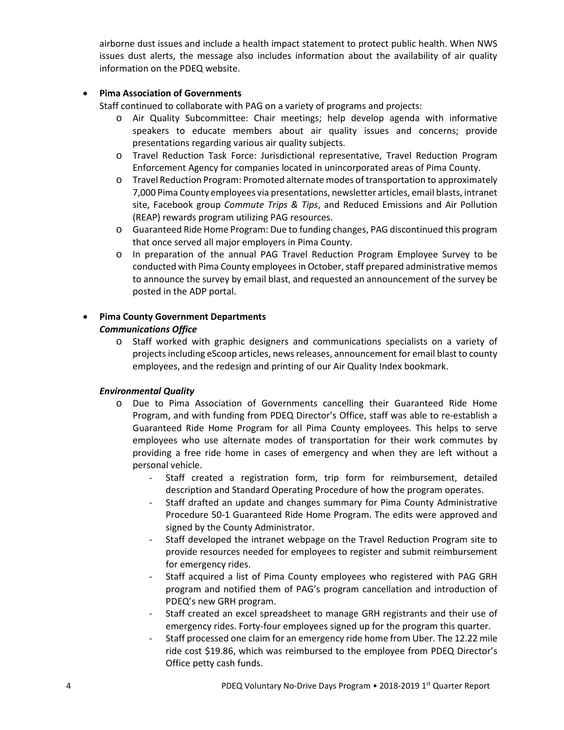airborne dust issues and include a health impact statement to protect public health. When NWS issues dust alerts, the message also includes information about the availability of air quality information on the PDEQ website.

- **Pima Association of Governments**

  Staff continued to collaborate with PAG on a variety of programs and projects:
  - Air Quality Subcommittee: Chair meetings; help develop agenda with informative speakers to educate members about air quality issues and concerns; provide presentations regarding various air quality subjects.
  - Travel Reduction Task Force: Jurisdictional representative, Travel Reduction Program Enforcement Agency for companies located in unincorporated areas of Pima County.
  - Travel Reduction Program: Promoted alternate modes of transportation to approximately 7,000 Pima County employees via presentations, newsletter articles, email blasts, intranet site, Facebook group *Commute Trips & Tips*, and Reduced Emissions and Air Pollution (REAP) rewards program utilizing PAG resources.
  - Guaranteed Ride Home Program: Due to funding changes, PAG discontinued this program that once served all major employers in Pima County.
  - In preparation of the annual PAG Travel Reduction Program Employee Survey to be conducted with Pima County employees in October, staff prepared administrative memos to announce the survey by email blast, and requested an announcement of the survey be posted in the ADP portal.

- **Pima County Government Departments**

  ***Communications Office***
  - Staff worked with graphic designers and communications specialists on a variety of projects including eScoop articles, news releases, announcement for email blast to county employees, and the redesign and printing of our Air Quality Index bookmark.

  ***Environmental Quality***
  - Due to Pima Association of Governments cancelling their Guaranteed Ride Home Program, and with funding from PDEQ Director's Office, staff was able to re-establish a Guaranteed Ride Home Program for all Pima County employees. This helps to serve employees who use alternate modes of transportation for their work commutes by providing a free ride home in cases of emergency and when they are left without a personal vehicle.
    - Staff created a registration form, trip form for reimbursement, detailed description and Standard Operating Procedure of how the program operates.
    - Staff drafted an update and changes summary for Pima County Administrative Procedure 50-1 Guaranteed Ride Home Program. The edits were approved and signed by the County Administrator.
    - Staff developed the intranet webpage on the Travel Reduction Program site to provide resources needed for employees to register and submit reimbursement for emergency rides.
    - Staff acquired a list of Pima County employees who registered with PAG GRH program and notified them of PAG's program cancellation and introduction of PDEQ's new GRH program.
    - Staff created an excel spreadsheet to manage GRH registrants and their use of emergency rides. Forty-four employees signed up for the program this quarter.
    - Staff processed one claim for an emergency ride home from Uber. The 12.22 mile ride cost $19.86, which was reimbursed to the employee from PDEQ Director's Office petty cash funds.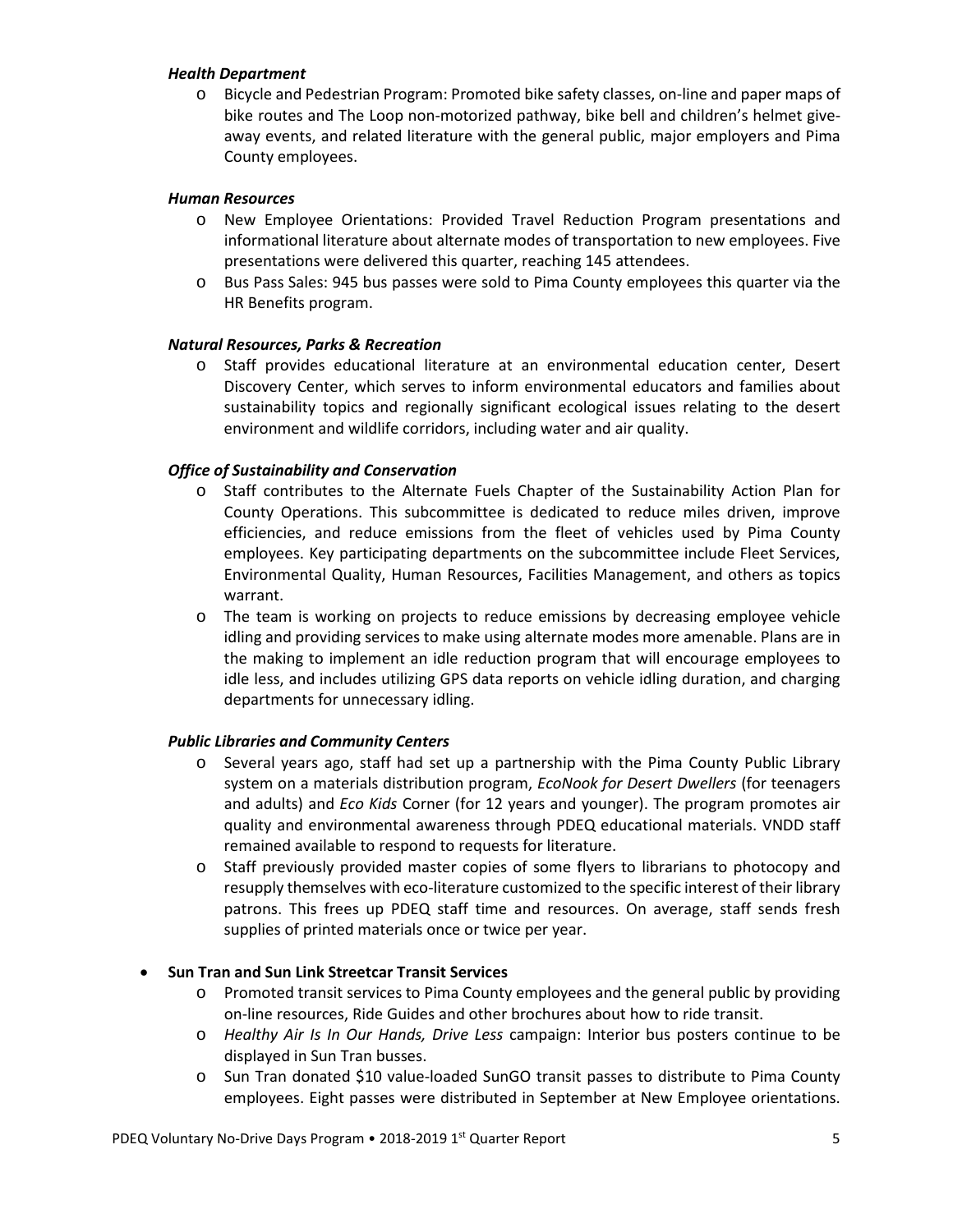***Health Department***

- Bicycle and Pedestrian Program: Promoted bike safety classes, on-line and paper maps of bike routes and The Loop non-motorized pathway, bike bell and children's helmet give-away events, and related literature with the general public, major employers and Pima County employees.

***Human Resources***

- New Employee Orientations: Provided Travel Reduction Program presentations and informational literature about alternate modes of transportation to new employees. Five presentations were delivered this quarter, reaching 145 attendees.
- Bus Pass Sales: 945 bus passes were sold to Pima County employees this quarter via the HR Benefits program.

***Natural Resources, Parks & Recreation***

- Staff provides educational literature at an environmental education center, Desert Discovery Center, which serves to inform environmental educators and families about sustainability topics and regionally significant ecological issues relating to the desert environment and wildlife corridors, including water and air quality.

***Office of Sustainability and Conservation***

- Staff contributes to the Alternate Fuels Chapter of the Sustainability Action Plan for County Operations. This subcommittee is dedicated to reduce miles driven, improve efficiencies, and reduce emissions from the fleet of vehicles used by Pima County employees. Key participating departments on the subcommittee include Fleet Services, Environmental Quality, Human Resources, Facilities Management, and others as topics warrant.
- The team is working on projects to reduce emissions by decreasing employee vehicle idling and providing services to make using alternate modes more amenable. Plans are in the making to implement an idle reduction program that will encourage employees to idle less, and includes utilizing GPS data reports on vehicle idling duration, and charging departments for unnecessary idling.

***Public Libraries and Community Centers***

- Several years ago, staff had set up a partnership with the Pima County Public Library system on a materials distribution program, *EcoNook for Desert Dwellers* (for teenagers and adults) and *Eco Kids* Corner (for 12 years and younger). The program promotes air quality and environmental awareness through PDEQ educational materials. VNDD staff remained available to respond to requests for literature.
- Staff previously provided master copies of some flyers to librarians to photocopy and resupply themselves with eco-literature customized to the specific interest of their library patrons. This frees up PDEQ staff time and resources. On average, staff sends fresh supplies of printed materials once or twice per year.

- **Sun Tran and Sun Link Streetcar Transit Services**
  - Promoted transit services to Pima County employees and the general public by providing on-line resources, Ride Guides and other brochures about how to ride transit.
  - *Healthy Air Is In Our Hands, Drive Less* campaign: Interior bus posters continue to be displayed in Sun Tran busses.
  - Sun Tran donated $10 value-loaded SunGO transit passes to distribute to Pima County employees. Eight passes were distributed in September at New Employee orientations.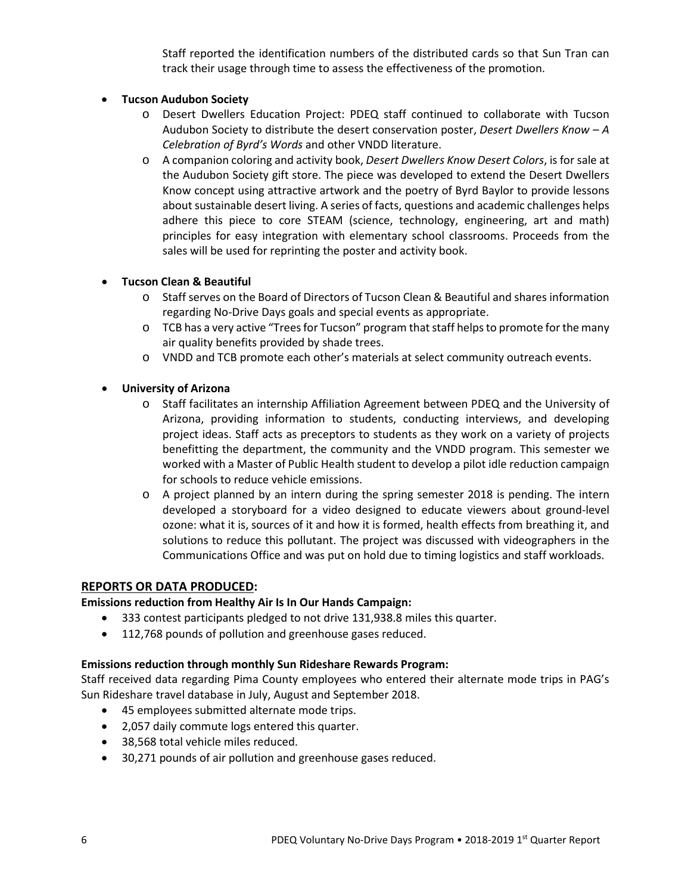Staff reported the identification numbers of the distributed cards so that Sun Tran can track their usage through time to assess the effectiveness of the promotion.

- **Tucson Audubon Society**
  - Desert Dwellers Education Project: PDEQ staff continued to collaborate with Tucson Audubon Society to distribute the desert conservation poster, *Desert Dwellers Know – A Celebration of Byrd's Words* and other VNDD literature.
  - A companion coloring and activity book, *Desert Dwellers Know Desert Colors*, is for sale at the Audubon Society gift store. The piece was developed to extend the Desert Dwellers Know concept using attractive artwork and the poetry of Byrd Baylor to provide lessons about sustainable desert living. A series of facts, questions and academic challenges helps adhere this piece to core STEAM (science, technology, engineering, art and math) principles for easy integration with elementary school classrooms. Proceeds from the sales will be used for reprinting the poster and activity book.

- **Tucson Clean & Beautiful**
  - Staff serves on the Board of Directors of Tucson Clean & Beautiful and shares information regarding No-Drive Days goals and special events as appropriate.
  - TCB has a very active "Trees for Tucson" program that staff helps to promote for the many air quality benefits provided by shade trees.
  - VNDD and TCB promote each other's materials at select community outreach events.

- **University of Arizona**
  - Staff facilitates an internship Affiliation Agreement between PDEQ and the University of Arizona, providing information to students, conducting interviews, and developing project ideas. Staff acts as preceptors to students as they work on a variety of projects benefitting the department, the community and the VNDD program. This semester we worked with a Master of Public Health student to develop a pilot idle reduction campaign for schools to reduce vehicle emissions.
  - A project planned by an intern during the spring semester 2018 is pending. The intern developed a storyboard for a video designed to educate viewers about ground-level ozone: what it is, sources of it and how it is formed, health effects from breathing it, and solutions to reduce this pollutant. The project was discussed with videographers in the Communications Office and was put on hold due to timing logistics and staff workloads.

## REPORTS OR DATA PRODUCED:

**Emissions reduction from Healthy Air Is In Our Hands Campaign:**

- 333 contest participants pledged to not drive 131,938.8 miles this quarter.
- 112,768 pounds of pollution and greenhouse gases reduced.

**Emissions reduction through monthly Sun Rideshare Rewards Program:**

Staff received data regarding Pima County employees who entered their alternate mode trips in PAG's Sun Rideshare travel database in July, August and September 2018.

- 45 employees submitted alternate mode trips.
- 2,057 daily commute logs entered this quarter.
- 38,568 total vehicle miles reduced.
- 30,271 pounds of air pollution and greenhouse gases reduced.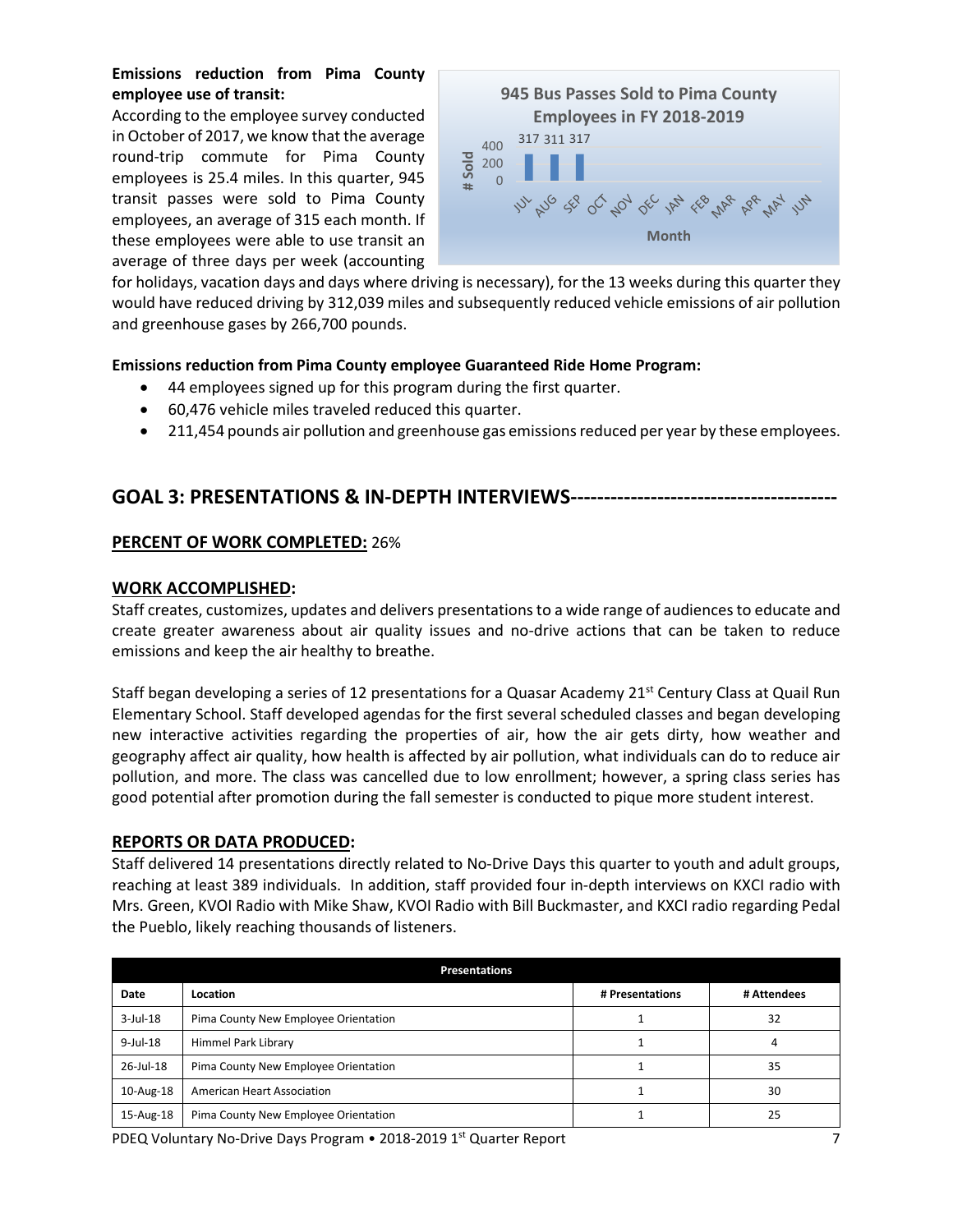**Emissions reduction from Pima County employee use of transit:**

According to the employee survey conducted in October of 2017, we know that the average round-trip commute for Pima County employees is 25.4 miles. In this quarter, 945 transit passes were sold to Pima County employees, an average of 315 each month. If these employees were able to use transit an average of three days per week (accounting for holidays, vacation days and days where driving is necessary), for the 13 weeks during this quarter they would have reduced driving by 312,039 miles and subsequently reduced vehicle emissions of air pollution and greenhouse gases by 266,700 pounds.

**945 Bus Passes Sold to Pima County Employees in FY 2018-2019**

| Month | # Sold |
|---|---|
| JUL | 317 |
| AUG | 311 |
| SEP | 317 |
| OCT | |
| NOV | |
| DEC | |
| JAN | |
| FEB | |
| MAR | |
| APR | |
| MAY | |
| JUN | |

**Emissions reduction from Pima County employee Guaranteed Ride Home Program:**

- 44 employees signed up for this program during the first quarter.
- 60,476 vehicle miles traveled reduced this quarter.
- 211,454 pounds air pollution and greenhouse gas emissions reduced per year by these employees.

## GOAL 3: PRESENTATIONS & IN-DEPTH INTERVIEWS---------------------------------------

**PERCENT OF WORK COMPLETED:** 26%

**WORK ACCOMPLISHED:**

Staff creates, customizes, updates and delivers presentations to a wide range of audiences to educate and create greater awareness about air quality issues and no-drive actions that can be taken to reduce emissions and keep the air healthy to breathe.

Staff began developing a series of 12 presentations for a Quasar Academy 21st Century Class at Quail Run Elementary School. Staff developed agendas for the first several scheduled classes and began developing new interactive activities regarding the properties of air, how the air gets dirty, how weather and geography affect air quality, how health is affected by air pollution, what individuals can do to reduce air pollution, and more. The class was cancelled due to low enrollment; however, a spring class series has good potential after promotion during the fall semester is conducted to pique more student interest.

**REPORTS OR DATA PRODUCED:**

Staff delivered 14 presentations directly related to No-Drive Days this quarter to youth and adult groups, reaching at least 389 individuals. In addition, staff provided four in-depth interviews on KXCI radio with Mrs. Green, KVOI Radio with Mike Shaw, KVOI Radio with Bill Buckmaster, and KXCI radio regarding Pedal the Pueblo, likely reaching thousands of listeners.

| Presentations | | | |
|---|---|---|---|
| **Date** | **Location** | **# Presentations** | **# Attendees** |
| 3-Jul-18 | Pima County New Employee Orientation | 1 | 32 |
| 9-Jul-18 | Himmel Park Library | 1 | 4 |
| 26-Jul-18 | Pima County New Employee Orientation | 1 | 35 |
| 10-Aug-18 | American Heart Association | 1 | 30 |
| 15-Aug-18 | Pima County New Employee Orientation | 1 | 25 |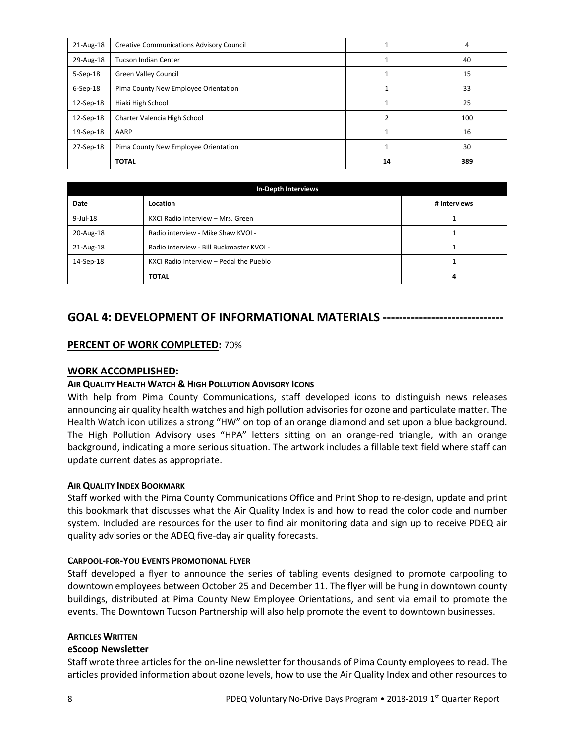| 21-Aug-18 | Creative Communications Advisory Council | 1 | 4 |
|---|---|---|---|
| 29-Aug-18 | Tucson Indian Center | 1 | 40 |
| 5-Sep-18 | Green Valley Council | 1 | 15 |
| 6-Sep-18 | Pima County New Employee Orientation | 1 | 33 |
| 12-Sep-18 | Hiaki High School | 1 | 25 |
| 12-Sep-18 | Charter Valencia High School | 2 | 100 |
| 19-Sep-18 | AARP | 1 | 16 |
| 27-Sep-18 | Pima County New Employee Orientation | 1 | 30 |
| | **TOTAL** | **14** | **389** |

| In-Depth Interviews | | |
|---|---|---|
| **Date** | **Location** | **# Interviews** |
| 9-Jul-18 | KXCI Radio Interview – Mrs. Green | 1 |
| 20-Aug-18 | Radio interview - Mike Shaw KVOI - | 1 |
| 21-Aug-18 | Radio interview - Bill Buckmaster KVOI - | 1 |
| 14-Sep-18 | KXCI Radio Interview – Pedal the Pueblo | 1 |
| | **TOTAL** | **4** |

## GOAL 4: DEVELOPMENT OF INFORMATIONAL MATERIALS -----------------------------

**PERCENT OF WORK COMPLETED:** 70%

**WORK ACCOMPLISHED:**

**AIR QUALITY HEALTH WATCH & HIGH POLLUTION ADVISORY ICONS**

With help from Pima County Communications, staff developed icons to distinguish news releases announcing air quality health watches and high pollution advisories for ozone and particulate matter. The Health Watch icon utilizes a strong "HW" on top of an orange diamond and set upon a blue background. The High Pollution Advisory uses "HPA" letters sitting on an orange-red triangle, with an orange background, indicating a more serious situation. The artwork includes a fillable text field where staff can update current dates as appropriate.

**AIR QUALITY INDEX BOOKMARK**

Staff worked with the Pima County Communications Office and Print Shop to re-design, update and print this bookmark that discusses what the Air Quality Index is and how to read the color code and number system. Included are resources for the user to find air monitoring data and sign up to receive PDEQ air quality advisories or the ADEQ five-day air quality forecasts.

**CARPOOL-FOR-YOU EVENTS PROMOTIONAL FLYER**

Staff developed a flyer to announce the series of tabling events designed to promote carpooling to downtown employees between October 25 and December 11. The flyer will be hung in downtown county buildings, distributed at Pima County New Employee Orientations, and sent via email to promote the events. The Downtown Tucson Partnership will also help promote the event to downtown businesses.

**ARTICLES WRITTEN**

**eScoop Newsletter**

Staff wrote three articles for the on-line newsletter for thousands of Pima County employees to read. The articles provided information about ozone levels, how to use the Air Quality Index and other resources to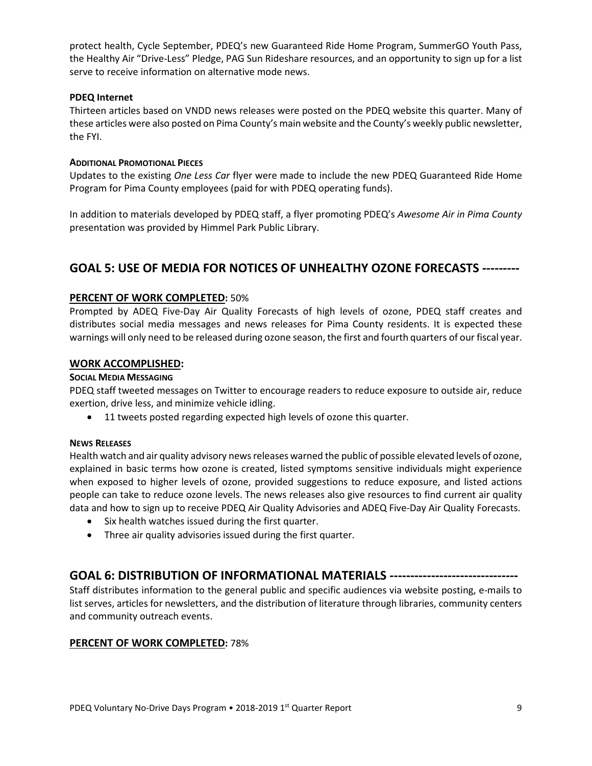protect health, Cycle September, PDEQ's new Guaranteed Ride Home Program, SummerGO Youth Pass, the Healthy Air "Drive-Less" Pledge, PAG Sun Rideshare resources, and an opportunity to sign up for a list serve to receive information on alternative mode news.

**PDEQ Internet**

Thirteen articles based on VNDD news releases were posted on the PDEQ website this quarter. Many of these articles were also posted on Pima County's main website and the County's weekly public newsletter, the FYI.

**ADDITIONAL PROMOTIONAL PIECES**

Updates to the existing *One Less Car* flyer were made to include the new PDEQ Guaranteed Ride Home Program for Pima County employees (paid for with PDEQ operating funds).

In addition to materials developed by PDEQ staff, a flyer promoting PDEQ's *Awesome Air in Pima County* presentation was provided by Himmel Park Public Library.

## GOAL 5: USE OF MEDIA FOR NOTICES OF UNHEALTHY OZONE FORECASTS ---------

### PERCENT OF WORK COMPLETED: 50%

Prompted by ADEQ Five-Day Air Quality Forecasts of high levels of ozone, PDEQ staff creates and distributes social media messages and news releases for Pima County residents. It is expected these warnings will only need to be released during ozone season, the first and fourth quarters of our fiscal year.

### WORK ACCOMPLISHED:

**SOCIAL MEDIA MESSAGING**

PDEQ staff tweeted messages on Twitter to encourage readers to reduce exposure to outside air, reduce exertion, drive less, and minimize vehicle idling.

- 11 tweets posted regarding expected high levels of ozone this quarter.

**NEWS RELEASES**

Health watch and air quality advisory news releases warned the public of possible elevated levels of ozone, explained in basic terms how ozone is created, listed symptoms sensitive individuals might experience when exposed to higher levels of ozone, provided suggestions to reduce exposure, and listed actions people can take to reduce ozone levels. The news releases also give resources to find current air quality data and how to sign up to receive PDEQ Air Quality Advisories and ADEQ Five-Day Air Quality Forecasts.

- Six health watches issued during the first quarter.
- Three air quality advisories issued during the first quarter.

## GOAL 6: DISTRIBUTION OF INFORMATIONAL MATERIALS -------------------------------

Staff distributes information to the general public and specific audiences via website posting, e-mails to list serves, articles for newsletters, and the distribution of literature through libraries, community centers and community outreach events.

### PERCENT OF WORK COMPLETED: 78%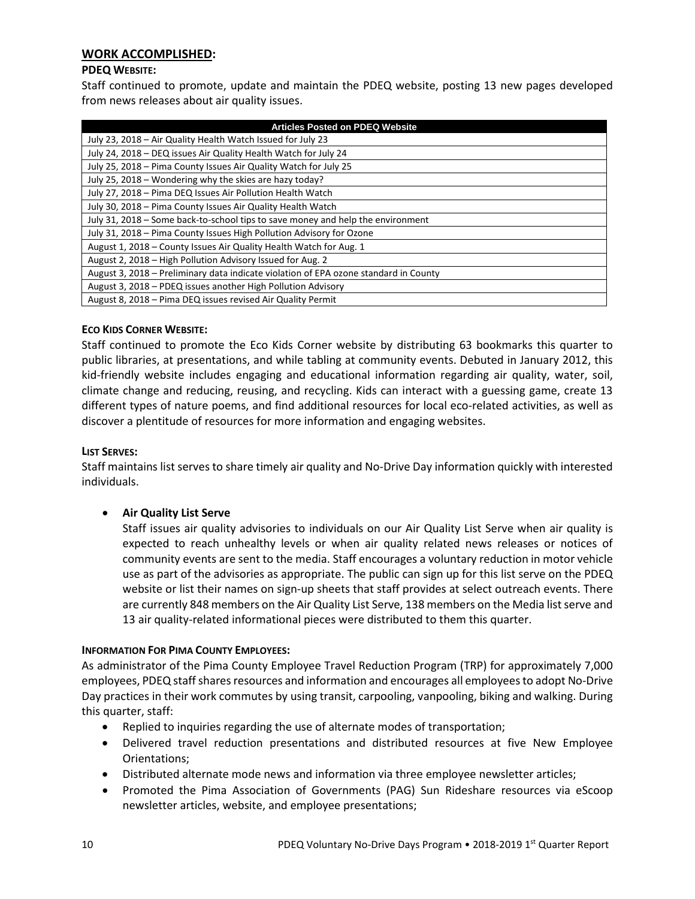## WORK ACCOMPLISHED:

### PDEQ WEBSITE:

Staff continued to promote, update and maintain the PDEQ website, posting 13 new pages developed from news releases about air quality issues.

| Articles Posted on PDEQ Website |
|---|
| July 23, 2018 – Air Quality Health Watch Issued for July 23 |
| July 24, 2018 – DEQ issues Air Quality Health Watch for July 24 |
| July 25, 2018 – Pima County Issues Air Quality Watch for July 25 |
| July 25, 2018 – Wondering why the skies are hazy today? |
| July 27, 2018 – Pima DEQ Issues Air Pollution Health Watch |
| July 30, 2018 – Pima County Issues Air Quality Health Watch |
| July 31, 2018 – Some back-to-school tips to save money and help the environment |
| July 31, 2018 – Pima County Issues High Pollution Advisory for Ozone |
| August 1, 2018 – County Issues Air Quality Health Watch for Aug. 1 |
| August 2, 2018 – High Pollution Advisory Issued for Aug. 2 |
| August 3, 2018 – Preliminary data indicate violation of EPA ozone standard in County |
| August 3, 2018 – PDEQ issues another High Pollution Advisory |
| August 8, 2018 – Pima DEQ issues revised Air Quality Permit |

### ECO KIDS CORNER WEBSITE:

Staff continued to promote the Eco Kids Corner website by distributing 63 bookmarks this quarter to public libraries, at presentations, and while tabling at community events. Debuted in January 2012, this kid-friendly website includes engaging and educational information regarding air quality, water, soil, climate change and reducing, reusing, and recycling. Kids can interact with a guessing game, create 13 different types of nature poems, and find additional resources for local eco-related activities, as well as discover a plentitude of resources for more information and engaging websites.

### LIST SERVES:

Staff maintains list serves to share timely air quality and No-Drive Day information quickly with interested individuals.

- **Air Quality List Serve**

  Staff issues air quality advisories to individuals on our Air Quality List Serve when air quality is expected to reach unhealthy levels or when air quality related news releases or notices of community events are sent to the media. Staff encourages a voluntary reduction in motor vehicle use as part of the advisories as appropriate. The public can sign up for this list serve on the PDEQ website or list their names on sign-up sheets that staff provides at select outreach events. There are currently 848 members on the Air Quality List Serve, 138 members on the Media list serve and 13 air quality-related informational pieces were distributed to them this quarter.

### INFORMATION FOR PIMA COUNTY EMPLOYEES:

As administrator of the Pima County Employee Travel Reduction Program (TRP) for approximately 7,000 employees, PDEQ staff shares resources and information and encourages all employees to adopt No-Drive Day practices in their work commutes by using transit, carpooling, vanpooling, biking and walking. During this quarter, staff:

- Replied to inquiries regarding the use of alternate modes of transportation;
- Delivered travel reduction presentations and distributed resources at five New Employee Orientations;
- Distributed alternate mode news and information via three employee newsletter articles;
- Promoted the Pima Association of Governments (PAG) Sun Rideshare resources via eScoop newsletter articles, website, and employee presentations;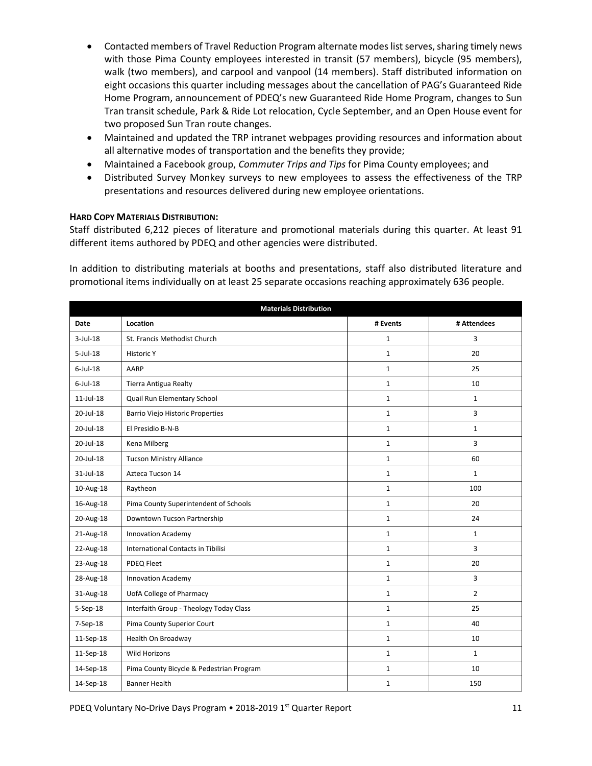- Contacted members of Travel Reduction Program alternate modes list serves, sharing timely news with those Pima County employees interested in transit (57 members), bicycle (95 members), walk (two members), and carpool and vanpool (14 members). Staff distributed information on eight occasions this quarter including messages about the cancellation of PAG's Guaranteed Ride Home Program, announcement of PDEQ's new Guaranteed Ride Home Program, changes to Sun Tran transit schedule, Park & Ride Lot relocation, Cycle September, and an Open House event for two proposed Sun Tran route changes.
- Maintained and updated the TRP intranet webpages providing resources and information about all alternative modes of transportation and the benefits they provide;
- Maintained a Facebook group, *Commuter Trips and Tips* for Pima County employees; and
- Distributed Survey Monkey surveys to new employees to assess the effectiveness of the TRP presentations and resources delivered during new employee orientations.

**HARD COPY MATERIALS DISTRIBUTION:**

Staff distributed 6,212 pieces of literature and promotional materials during this quarter. At least 91 different items authored by PDEQ and other agencies were distributed.

In addition to distributing materials at booths and presentations, staff also distributed literature and promotional items individually on at least 25 separate occasions reaching approximately 636 people.

| Materials Distribution | | | |
|---|---|---|---|
| **Date** | **Location** | **# Events** | **# Attendees** |
| 3-Jul-18 | St. Francis Methodist Church | 1 | 3 |
| 5-Jul-18 | Historic Y | 1 | 20 |
| 6-Jul-18 | AARP | 1 | 25 |
| 6-Jul-18 | Tierra Antigua Realty | 1 | 10 |
| 11-Jul-18 | Quail Run Elementary School | 1 | 1 |
| 20-Jul-18 | Barrio Viejo Historic Properties | 1 | 3 |
| 20-Jul-18 | El Presidio B-N-B | 1 | 1 |
| 20-Jul-18 | Kena Milberg | 1 | 3 |
| 20-Jul-18 | Tucson Ministry Alliance | 1 | 60 |
| 31-Jul-18 | Azteca Tucson 14 | 1 | 1 |
| 10-Aug-18 | Raytheon | 1 | 100 |
| 16-Aug-18 | Pima County Superintendent of Schools | 1 | 20 |
| 20-Aug-18 | Downtown Tucson Partnership | 1 | 24 |
| 21-Aug-18 | Innovation Academy | 1 | 1 |
| 22-Aug-18 | International Contacts in Tibilisi | 1 | 3 |
| 23-Aug-18 | PDEQ Fleet | 1 | 20 |
| 28-Aug-18 | Innovation Academy | 1 | 3 |
| 31-Aug-18 | UofA College of Pharmacy | 1 | 2 |
| 5-Sep-18 | Interfaith Group - Theology Today Class | 1 | 25 |
| 7-Sep-18 | Pima County Superior Court | 1 | 40 |
| 11-Sep-18 | Health On Broadway | 1 | 10 |
| 11-Sep-18 | Wild Horizons | 1 | 1 |
| 14-Sep-18 | Pima County Bicycle & Pedestrian Program | 1 | 10 |
| 14-Sep-18 | Banner Health | 1 | 150 |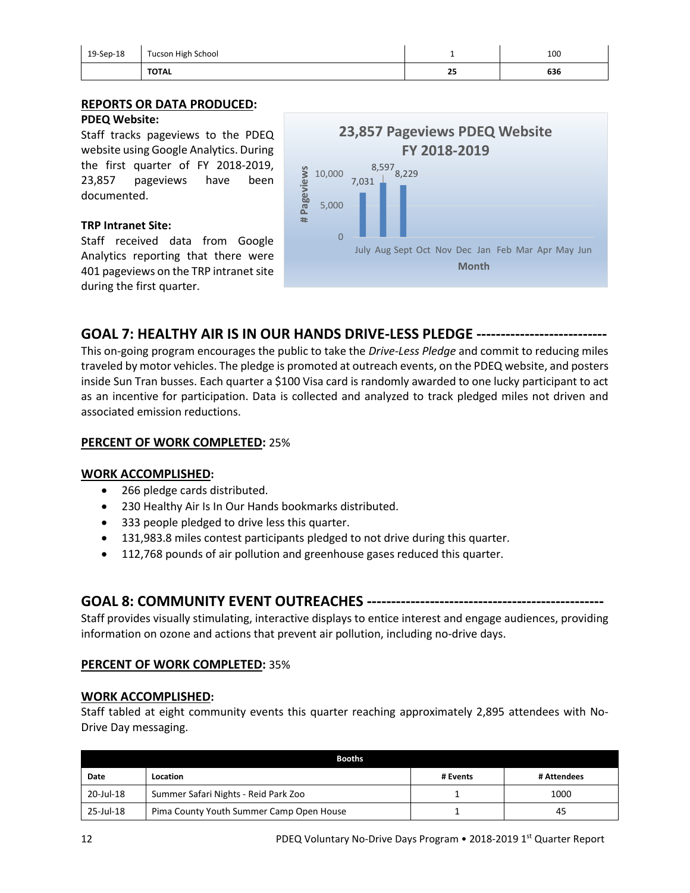| 19-Sep-18 | Tucson High School | 1 | 100 |
|---|---|---|---|
| | **TOTAL** | **25** | **636** |

**REPORTS OR DATA PRODUCED:**

**PDEQ Website:**

Staff tracks pageviews to the PDEQ website using Google Analytics. During the first quarter of FY 2018-2019, 23,857 pageviews have been documented.

**23,857 Pageviews PDEQ Website FY 2018-2019**

| Month | # Pageviews |
|---|---|
| July | 7,031 |
| Aug | 8,597 |
| Sept | 8,229 |
| Oct | |
| Nov | |
| Dec | |
| Jan | |
| Feb | |
| Mar | |
| Apr | |
| May | |
| Jun | |

**TRP Intranet Site:**

Staff received data from Google Analytics reporting that there were 401 pageviews on the TRP intranet site during the first quarter.

## GOAL 7: HEALTHY AIR IS IN OUR HANDS DRIVE-LESS PLEDGE --------------------------

This on-going program encourages the public to take the *Drive-Less Pledge* and commit to reducing miles traveled by motor vehicles. The pledge is promoted at outreach events, on the PDEQ website, and posters inside Sun Tran busses. Each quarter a $100 Visa card is randomly awarded to one lucky participant to act as an incentive for participation. Data is collected and analyzed to track pledged miles not driven and associated emission reductions.

**PERCENT OF WORK COMPLETED:** 25%

**WORK ACCOMPLISHED:**

- 266 pledge cards distributed.
- 230 Healthy Air Is In Our Hands bookmarks distributed.
- 333 people pledged to drive less this quarter.
- 131,983.8 miles contest participants pledged to not drive during this quarter.
- 112,768 pounds of air pollution and greenhouse gases reduced this quarter.

## GOAL 8: COMMUNITY EVENT OUTREACHES -----------------------------------------------

Staff provides visually stimulating, interactive displays to entice interest and engage audiences, providing information on ozone and actions that prevent air pollution, including no-drive days.

**PERCENT OF WORK COMPLETED:** 35%

**WORK ACCOMPLISHED:**

Staff tabled at eight community events this quarter reaching approximately 2,895 attendees with No-Drive Day messaging.

| Booths | | | |
|---|---|---|---|
| **Date** | **Location** | **# Events** | **# Attendees** |
| 20-Jul-18 | Summer Safari Nights - Reid Park Zoo | 1 | 1000 |
| 25-Jul-18 | Pima County Youth Summer Camp Open House | 1 | 45 |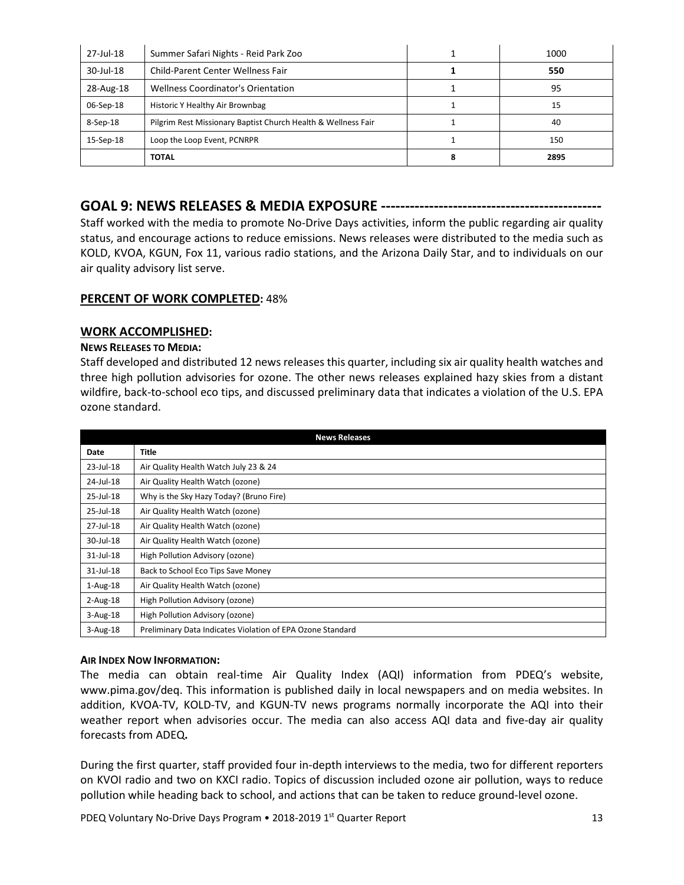| | | | |
|---|---|---|---|
| 27-Jul-18 | Summer Safari Nights - Reid Park Zoo | 1 | 1000 |
| 30-Jul-18 | Child-Parent Center Wellness Fair | **1** | **550** |
| 28-Aug-18 | Wellness Coordinator's Orientation | 1 | 95 |
| 06-Sep-18 | Historic Y Healthy Air Brownbag | 1 | 15 |
| 8-Sep-18 | Pilgrim Rest Missionary Baptist Church Health & Wellness Fair | 1 | 40 |
| 15-Sep-18 | Loop the Loop Event, PCNRPR | 1 | 150 |
| | **TOTAL** | **8** | **2895** |

## GOAL 9: NEWS RELEASES & MEDIA EXPOSURE ---------------------------------------------

Staff worked with the media to promote No-Drive Days activities, inform the public regarding air quality status, and encourage actions to reduce emissions. News releases were distributed to the media such as KOLD, KVOA, KGUN, Fox 11, various radio stations, and the Arizona Daily Star, and to individuals on our air quality advisory list serve.

### PERCENT OF WORK COMPLETED: 48%

### WORK ACCOMPLISHED:

**NEWS RELEASES TO MEDIA:**

Staff developed and distributed 12 news releases this quarter, including six air quality health watches and three high pollution advisories for ozone. The other news releases explained hazy skies from a distant wildfire, back-to-school eco tips, and discussed preliminary data that indicates a violation of the U.S. EPA ozone standard.

| News Releases | |
|---|---|
| **Date** | **Title** |
| 23-Jul-18 | Air Quality Health Watch July 23 & 24 |
| 24-Jul-18 | Air Quality Health Watch (ozone) |
| 25-Jul-18 | Why is the Sky Hazy Today? (Bruno Fire) |
| 25-Jul-18 | Air Quality Health Watch (ozone) |
| 27-Jul-18 | Air Quality Health Watch (ozone) |
| 30-Jul-18 | Air Quality Health Watch (ozone) |
| 31-Jul-18 | High Pollution Advisory (ozone) |
| 31-Jul-18 | Back to School Eco Tips Save Money |
| 1-Aug-18 | Air Quality Health Watch (ozone) |
| 2-Aug-18 | High Pollution Advisory (ozone) |
| 3-Aug-18 | High Pollution Advisory (ozone) |
| 3-Aug-18 | Preliminary Data Indicates Violation of EPA Ozone Standard |

**AIR INDEX NOW INFORMATION:**

The media can obtain real-time Air Quality Index (AQI) information from PDEQ's website, www.pima.gov/deq. This information is published daily in local newspapers and on media websites. In addition, KVOA-TV, KOLD-TV, and KGUN-TV news programs normally incorporate the AQI into their weather report when advisories occur. The media can also access AQI data and five-day air quality forecasts from ADEQ**.**

During the first quarter, staff provided four in-depth interviews to the media, two for different reporters on KVOI radio and two on KXCI radio. Topics of discussion included ozone air pollution, ways to reduce pollution while heading back to school, and actions that can be taken to reduce ground-level ozone.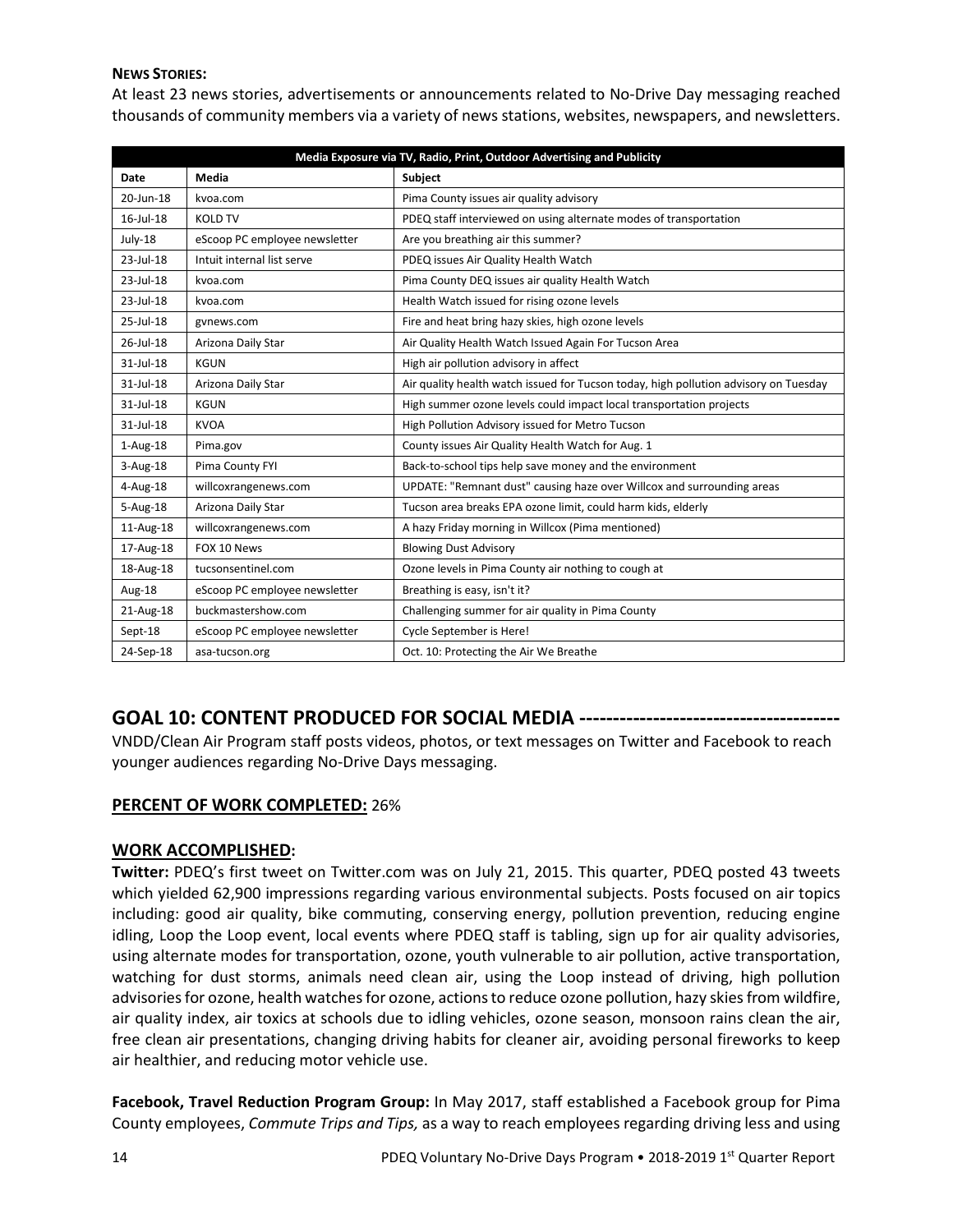**NEWS STORIES:**

At least 23 news stories, advertisements or announcements related to No-Drive Day messaging reached thousands of community members via a variety of news stations, websites, newspapers, and newsletters.

| Media Exposure via TV, Radio, Print, Outdoor Advertising and Publicity | | |
|---|---|---|
| **Date** | **Media** | **Subject** |
| 20-Jun-18 | kvoa.com | Pima County issues air quality advisory |
| 16-Jul-18 | KOLD TV | PDEQ staff interviewed on using alternate modes of transportation |
| July-18 | eScoop PC employee newsletter | Are you breathing air this summer? |
| 23-Jul-18 | Intuit internal list serve | PDEQ issues Air Quality Health Watch |
| 23-Jul-18 | kvoa.com | Pima County DEQ issues air quality Health Watch |
| 23-Jul-18 | kvoa.com | Health Watch issued for rising ozone levels |
| 25-Jul-18 | gvnews.com | Fire and heat bring hazy skies, high ozone levels |
| 26-Jul-18 | Arizona Daily Star | Air Quality Health Watch Issued Again For Tucson Area |
| 31-Jul-18 | KGUN | High air pollution advisory in affect |
| 31-Jul-18 | Arizona Daily Star | Air quality health watch issued for Tucson today, high pollution advisory on Tuesday |
| 31-Jul-18 | KGUN | High summer ozone levels could impact local transportation projects |
| 31-Jul-18 | KVOA | High Pollution Advisory issued for Metro Tucson |
| 1-Aug-18 | Pima.gov | County issues Air Quality Health Watch for Aug. 1 |
| 3-Aug-18 | Pima County FYI | Back-to-school tips help save money and the environment |
| 4-Aug-18 | willcoxrangenews.com | UPDATE: "Remnant dust" causing haze over Willcox and surrounding areas |
| 5-Aug-18 | Arizona Daily Star | Tucson area breaks EPA ozone limit, could harm kids, elderly |
| 11-Aug-18 | willcoxrangenews.com | A hazy Friday morning in Willcox (Pima mentioned) |
| 17-Aug-18 | FOX 10 News | Blowing Dust Advisory |
| 18-Aug-18 | tucsonsentinel.com | Ozone levels in Pima County air nothing to cough at |
| Aug-18 | eScoop PC employee newsletter | Breathing is easy, isn't it? |
| 21-Aug-18 | buckmastershow.com | Challenging summer for air quality in Pima County |
| Sept-18 | eScoop PC employee newsletter | Cycle September is Here! |
| 24-Sep-18 | asa-tucson.org | Oct. 10: Protecting the Air We Breathe |

## GOAL 10: CONTENT PRODUCED FOR SOCIAL MEDIA -------------------------------------

VNDD/Clean Air Program staff posts videos, photos, or text messages on Twitter and Facebook to reach younger audiences regarding No-Drive Days messaging.

**PERCENT OF WORK COMPLETED:** 26%

**WORK ACCOMPLISHED:**

**Twitter:** PDEQ's first tweet on Twitter.com was on July 21, 2015. This quarter, PDEQ posted 43 tweets which yielded 62,900 impressions regarding various environmental subjects. Posts focused on air topics including: good air quality, bike commuting, conserving energy, pollution prevention, reducing engine idling, Loop the Loop event, local events where PDEQ staff is tabling, sign up for air quality advisories, using alternate modes for transportation, ozone, youth vulnerable to air pollution, active transportation, watching for dust storms, animals need clean air, using the Loop instead of driving, high pollution advisories for ozone, health watches for ozone, actions to reduce ozone pollution, hazy skies from wildfire, air quality index, air toxics at schools due to idling vehicles, ozone season, monsoon rains clean the air, free clean air presentations, changing driving habits for cleaner air, avoiding personal fireworks to keep air healthier, and reducing motor vehicle use.

**Facebook, Travel Reduction Program Group:** In May 2017, staff established a Facebook group for Pima County employees, *Commute Trips and Tips,* as a way to reach employees regarding driving less and using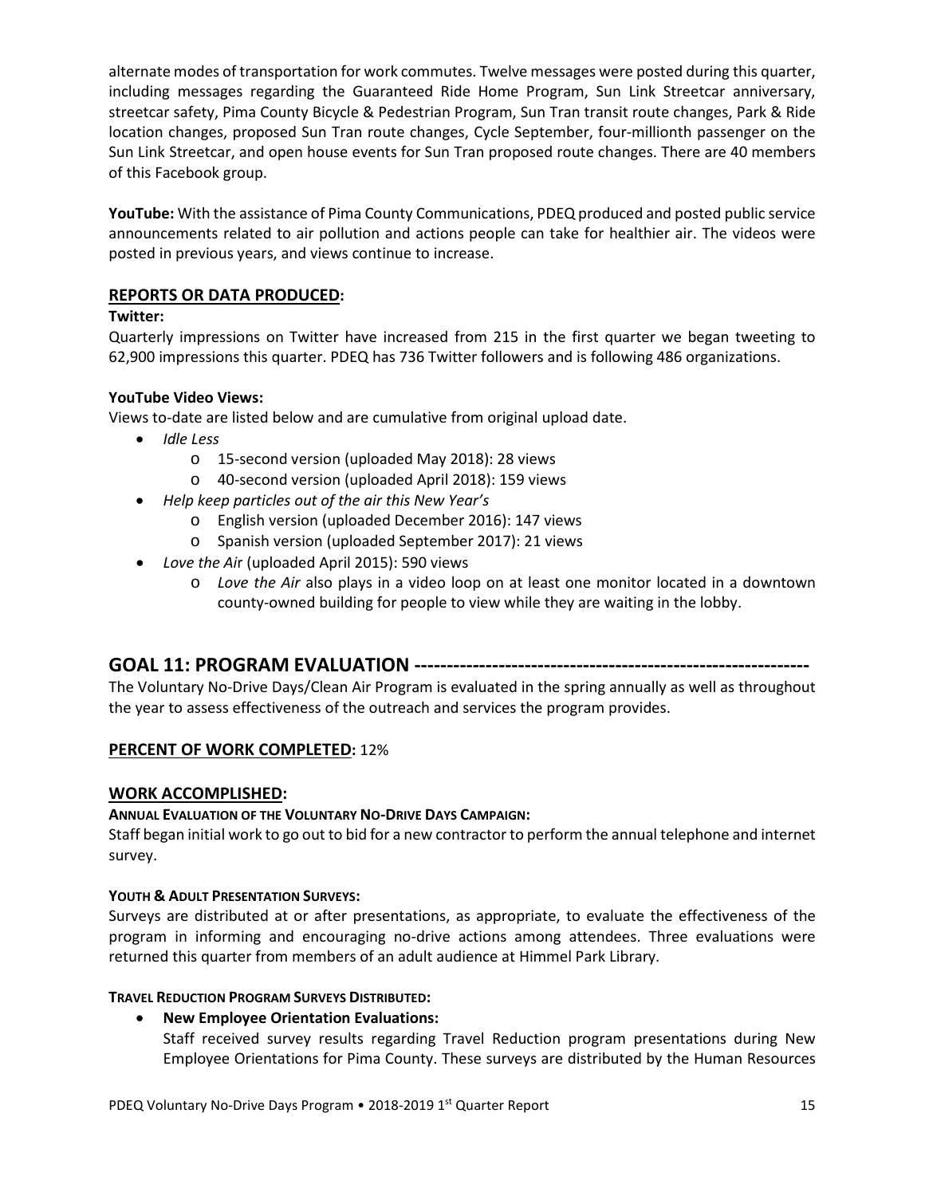alternate modes of transportation for work commutes. Twelve messages were posted during this quarter, including messages regarding the Guaranteed Ride Home Program, Sun Link Streetcar anniversary, streetcar safety, Pima County Bicycle & Pedestrian Program, Sun Tran transit route changes, Park & Ride location changes, proposed Sun Tran route changes, Cycle September, four-millionth passenger on the Sun Link Streetcar, and open house events for Sun Tran proposed route changes. There are 40 members of this Facebook group.

**YouTube:** With the assistance of Pima County Communications, PDEQ produced and posted public service announcements related to air pollution and actions people can take for healthier air. The videos were posted in previous years, and views continue to increase.

### REPORTS OR DATA PRODUCED:

**Twitter:**

Quarterly impressions on Twitter have increased from 215 in the first quarter we began tweeting to 62,900 impressions this quarter. PDEQ has 736 Twitter followers and is following 486 organizations.

**YouTube Video Views:**

Views to-date are listed below and are cumulative from original upload date.

- *Idle Less*
  - 15-second version (uploaded May 2018): 28 views
  - 40-second version (uploaded April 2018): 159 views
- *Help keep particles out of the air this New Year's*
  - English version (uploaded December 2016): 147 views
  - Spanish version (uploaded September 2017): 21 views
- *Love the Air* (uploaded April 2015): 590 views
  - *Love the Air* also plays in a video loop on at least one monitor located in a downtown county-owned building for people to view while they are waiting in the lobby.

## GOAL 11: PROGRAM EVALUATION ------------------------------------------------------------

The Voluntary No-Drive Days/Clean Air Program is evaluated in the spring annually as well as throughout the year to assess effectiveness of the outreach and services the program provides.

### PERCENT OF WORK COMPLETED: 12%

### WORK ACCOMPLISHED:

**ANNUAL EVALUATION OF THE VOLUNTARY NO-DRIVE DAYS CAMPAIGN:**

Staff began initial work to go out to bid for a new contractor to perform the annual telephone and internet survey.

**YOUTH & ADULT PRESENTATION SURVEYS:**

Surveys are distributed at or after presentations, as appropriate, to evaluate the effectiveness of the program in informing and encouraging no-drive actions among attendees. Three evaluations were returned this quarter from members of an adult audience at Himmel Park Library.

**TRAVEL REDUCTION PROGRAM SURVEYS DISTRIBUTED:**

- **New Employee Orientation Evaluations:**
  Staff received survey results regarding Travel Reduction program presentations during New Employee Orientations for Pima County. These surveys are distributed by the Human Resources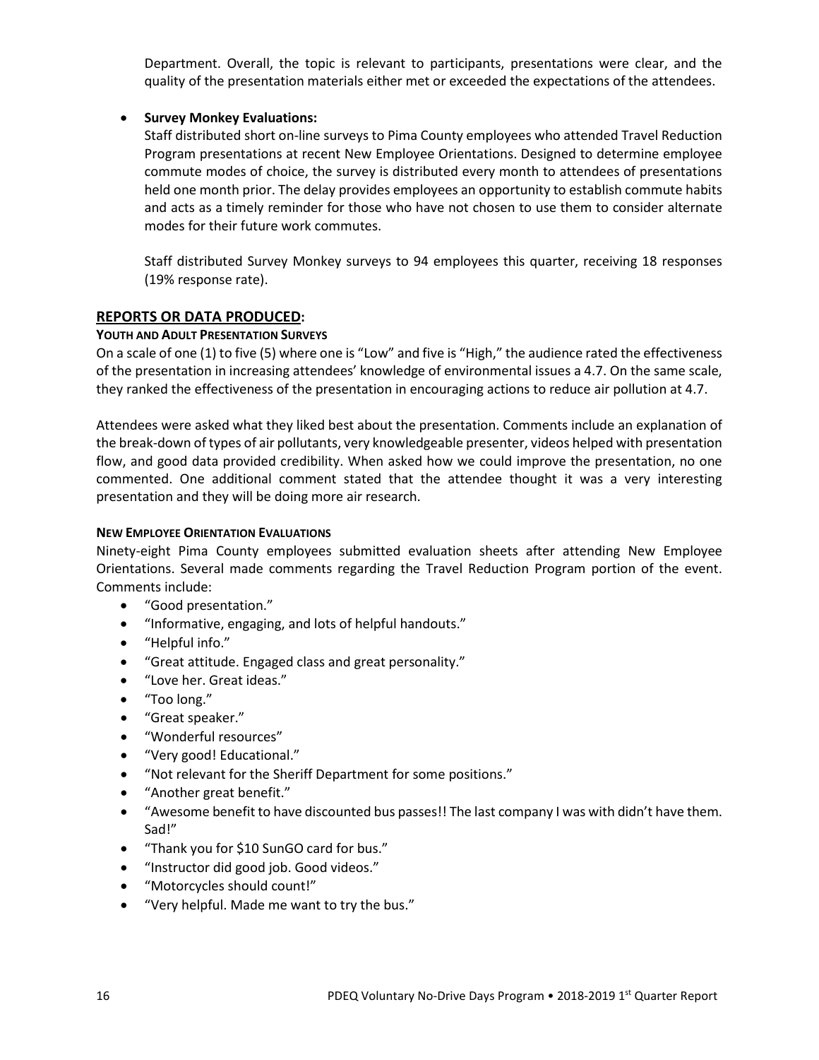Department. Overall, the topic is relevant to participants, presentations were clear, and the quality of the presentation materials either met or exceeded the expectations of the attendees.

- **Survey Monkey Evaluations:**
  Staff distributed short on-line surveys to Pima County employees who attended Travel Reduction Program presentations at recent New Employee Orientations. Designed to determine employee commute modes of choice, the survey is distributed every month to attendees of presentations held one month prior. The delay provides employees an opportunity to establish commute habits and acts as a timely reminder for those who have not chosen to use them to consider alternate modes for their future work commutes.

  Staff distributed Survey Monkey surveys to 94 employees this quarter, receiving 18 responses (19% response rate).

## REPORTS OR DATA PRODUCED:

### YOUTH AND ADULT PRESENTATION SURVEYS

On a scale of one (1) to five (5) where one is "Low" and five is "High," the audience rated the effectiveness of the presentation in increasing attendees' knowledge of environmental issues a 4.7. On the same scale, they ranked the effectiveness of the presentation in encouraging actions to reduce air pollution at 4.7.

Attendees were asked what they liked best about the presentation. Comments include an explanation of the break-down of types of air pollutants, very knowledgeable presenter, videos helped with presentation flow, and good data provided credibility. When asked how we could improve the presentation, no one commented. One additional comment stated that the attendee thought it was a very interesting presentation and they will be doing more air research.

### NEW EMPLOYEE ORIENTATION EVALUATIONS

Ninety-eight Pima County employees submitted evaluation sheets after attending New Employee Orientations. Several made comments regarding the Travel Reduction Program portion of the event. Comments include:

- "Good presentation."
- "Informative, engaging, and lots of helpful handouts."
- "Helpful info."
- "Great attitude. Engaged class and great personality."
- "Love her. Great ideas."
- "Too long."
- "Great speaker."
- "Wonderful resources"
- "Very good! Educational."
- "Not relevant for the Sheriff Department for some positions."
- "Another great benefit."
- "Awesome benefit to have discounted bus passes!! The last company I was with didn't have them. Sad!"
- "Thank you for $10 SunGO card for bus."
- "Instructor did good job. Good videos."
- "Motorcycles should count!"
- "Very helpful. Made me want to try the bus."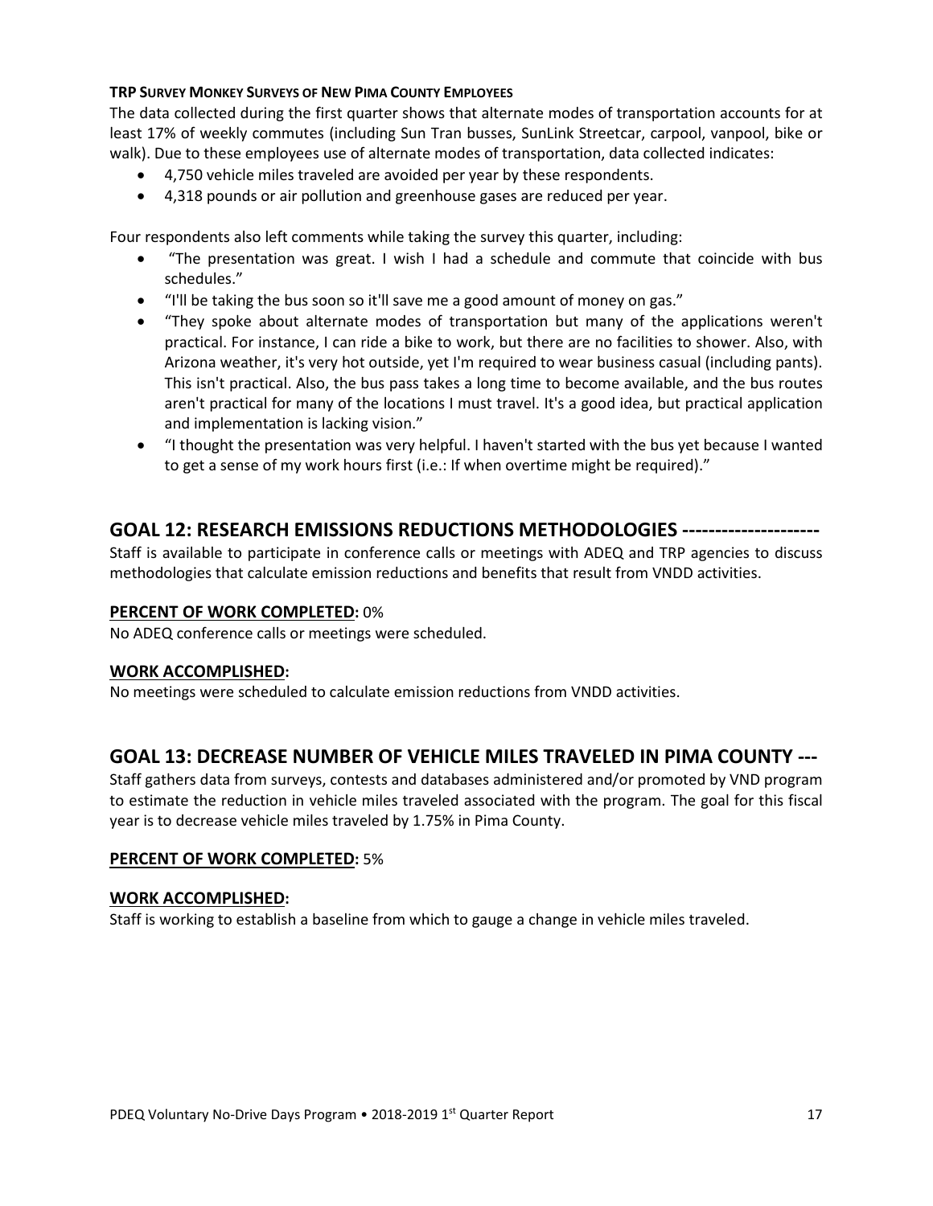**TRP SURVEY MONKEY SURVEYS OF NEW PIMA COUNTY EMPLOYEES**

The data collected during the first quarter shows that alternate modes of transportation accounts for at least 17% of weekly commutes (including Sun Tran busses, SunLink Streetcar, carpool, vanpool, bike or walk). Due to these employees use of alternate modes of transportation, data collected indicates:

- 4,750 vehicle miles traveled are avoided per year by these respondents.
- 4,318 pounds or air pollution and greenhouse gases are reduced per year.

Four respondents also left comments while taking the survey this quarter, including:

- "The presentation was great. I wish I had a schedule and commute that coincide with bus schedules."
- "I'll be taking the bus soon so it'll save me a good amount of money on gas."
- "They spoke about alternate modes of transportation but many of the applications weren't practical. For instance, I can ride a bike to work, but there are no facilities to shower. Also, with Arizona weather, it's very hot outside, yet I'm required to wear business casual (including pants). This isn't practical. Also, the bus pass takes a long time to become available, and the bus routes aren't practical for many of the locations I must travel. It's a good idea, but practical application and implementation is lacking vision."
- "I thought the presentation was very helpful. I haven't started with the bus yet because I wanted to get a sense of my work hours first (i.e.: If when overtime might be required)."

## GOAL 12: RESEARCH EMISSIONS REDUCTIONS METHODOLOGIES --------------------

Staff is available to participate in conference calls or meetings with ADEQ and TRP agencies to discuss methodologies that calculate emission reductions and benefits that result from VNDD activities.

### PERCENT OF WORK COMPLETED: 0%

No ADEQ conference calls or meetings were scheduled.

### WORK ACCOMPLISHED:

No meetings were scheduled to calculate emission reductions from VNDD activities.

## GOAL 13: DECREASE NUMBER OF VEHICLE MILES TRAVELED IN PIMA COUNTY ---

Staff gathers data from surveys, contests and databases administered and/or promoted by VND program to estimate the reduction in vehicle miles traveled associated with the program. The goal for this fiscal year is to decrease vehicle miles traveled by 1.75% in Pima County.

### PERCENT OF WORK COMPLETED: 5%

### WORK ACCOMPLISHED:

Staff is working to establish a baseline from which to gauge a change in vehicle miles traveled.